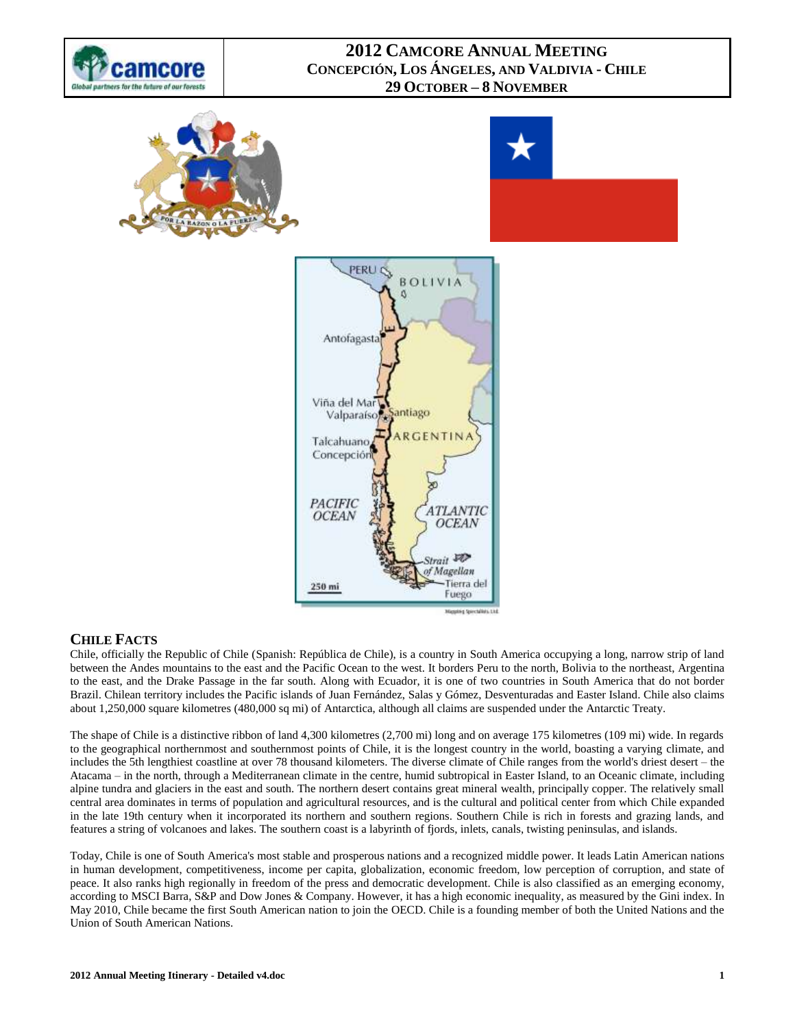# 2012 Camcore Annual Meeting
## Concepción, Los Ángeles, and Valdivia - Chile
## 29 October – 8 November

## Chile Facts

Chile, officially the Republic of Chile (Spanish: República de Chile), is a country in South America occupying a long, narrow strip of land between the Andes mountains to the east and the Pacific Ocean to the west. It borders Peru to the north, Bolivia to the northeast, Argentina to the east, and the Drake Passage in the far south. Along with Ecuador, it is one of two countries in South America that do not border Brazil. Chilean territory includes the Pacific islands of Juan Fernández, Salas y Gómez, Desventuradas and Easter Island. Chile also claims about 1,250,000 square kilometres (480,000 sq mi) of Antarctica, although all claims are suspended under the Antarctic Treaty.

The shape of Chile is a distinctive ribbon of land 4,300 kilometres (2,700 mi) long and on average 175 kilometres (109 mi) wide. In regards to the geographical northernmost and southernmost points of Chile, it is the longest country in the world, boasting a varying climate, and includes the 5th lengthiest coastline at over 78 thousand kilometers. The diverse climate of Chile ranges from the world's driest desert – the Atacama – in the north, through a Mediterranean climate in the centre, humid subtropical in Easter Island, to an Oceanic climate, including alpine tundra and glaciers in the east and south. The northern desert contains great mineral wealth, principally copper. The relatively small central area dominates in terms of population and agricultural resources, and is the cultural and political center from which Chile expanded in the late 19th century when it incorporated its northern and southern regions. Southern Chile is rich in forests and grazing lands, and features a string of volcanoes and lakes. The southern coast is a labyrinth of fjords, inlets, canals, twisting peninsulas, and islands.

Today, Chile is one of South America's most stable and prosperous nations and a recognized middle power. It leads Latin American nations in human development, competitiveness, income per capita, globalization, economic freedom, low perception of corruption, and state of peace. It also ranks high regionally in freedom of the press and democratic development. Chile is also classified as an emerging economy, according to MSCI Barra, S&P and Dow Jones & Company. However, it has a high economic inequality, as measured by the Gini index. In May 2010, Chile became the first South American nation to join the OECD. Chile is a founding member of both the United Nations and the Union of South American Nations.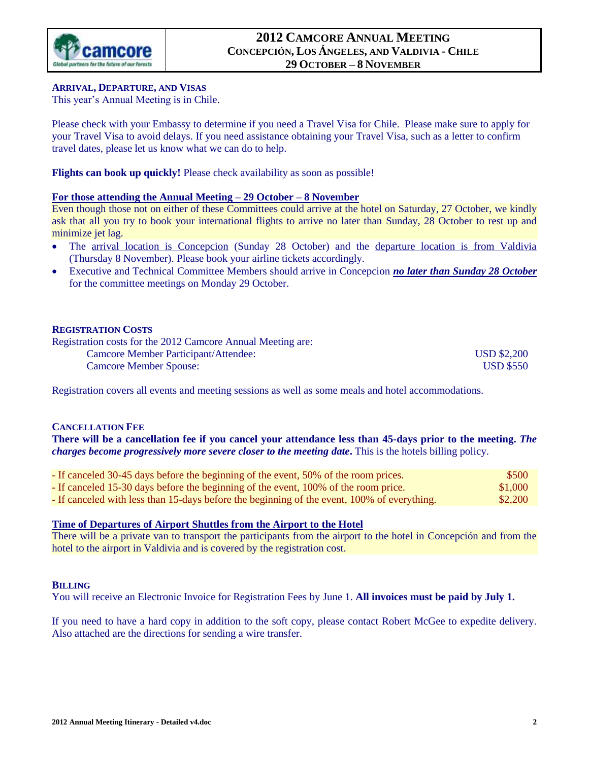# 2012 CAMCORE ANNUAL MEETING
## CONCEPCIÓN, LOS ÁNGELES, AND VALDIVIA - CHILE
## 29 OCTOBER – 8 NOVEMBER

### ARRIVAL, DEPARTURE, AND VISAS

This year's Annual Meeting is in Chile.

Please check with your Embassy to determine if you need a Travel Visa for Chile. Please make sure to apply for your Travel Visa to avoid delays. If you need assistance obtaining your Travel Visa, such as a letter to confirm travel dates, please let us know what we can do to help.

**Flights can book up quickly!** Please check availability as soon as possible!

**For those attending the Annual Meeting – 29 October – 8 November**

Even though those not on either of these Committees could arrive at the hotel on Saturday, 27 October, we kindly ask that all you try to book your international flights to arrive no later than Sunday, 28 October to rest up and minimize jet lag.

- The arrival location is Concepcion (Sunday 28 October) and the departure location is from Valdivia (Thursday 8 November). Please book your airline tickets accordingly.
- Executive and Technical Committee Members should arrive in Concepcion ***no later than Sunday 28 October*** for the committee meetings on Monday 29 October.

### REGISTRATION COSTS

Registration costs for the 2012 Camcore Annual Meeting are:

| | |
|---|---|
| Camcore Member Participant/Attendee: | USD $2,200 |
| Camcore Member Spouse: | USD $550 |

Registration covers all events and meeting sessions as well as some meals and hotel accommodations.

### CANCELLATION FEE

**There will be a cancellation fee if you cancel your attendance less than 45-days prior to the meeting. *The charges become progressively more severe closer to the meeting date*.** This is the hotels billing policy.

| | |
|---|---|
| - If canceled 30-45 days before the beginning of the event, 50% of the room prices. | $500 |
| - If canceled 15-30 days before the beginning of the event, 100% of the room price. | $1,000 |
| - If canceled with less than 15-days before the beginning of the event, 100% of everything. | $2,200 |

**Time of Departures of Airport Shuttles from the Airport to the Hotel**

There will be a private van to transport the participants from the airport to the hotel in Concepción and from the hotel to the airport in Valdivia and is covered by the registration cost.

### BILLING

You will receive an Electronic Invoice for Registration Fees by June 1. **All invoices must be paid by July 1.**

If you need to have a hard copy in addition to the soft copy, please contact Robert McGee to expedite delivery. Also attached are the directions for sending a wire transfer.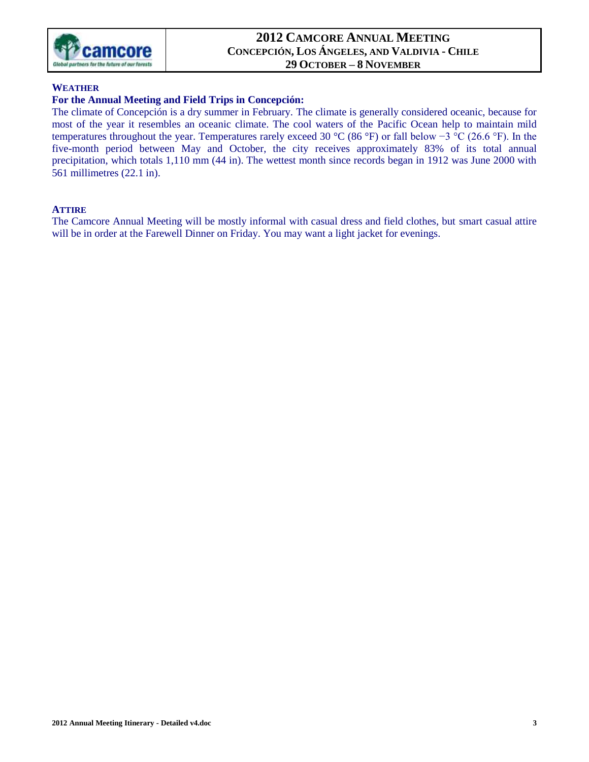## WEATHER

### For the Annual Meeting and Field Trips in Concepción:

The climate of Concepción is a dry summer in February. The climate is generally considered oceanic, because for most of the year it resembles an oceanic climate. The cool waters of the Pacific Ocean help to maintain mild temperatures throughout the year. Temperatures rarely exceed 30 °C (86 °F) or fall below −3 °C (26.6 °F). In the five-month period between May and October, the city receives approximately 83% of its total annual precipitation, which totals 1,110 mm (44 in). The wettest month since records began in 1912 was June 2000 with 561 millimetres (22.1 in).

## ATTIRE

The Camcore Annual Meeting will be mostly informal with casual dress and field clothes, but smart casual attire will be in order at the Farewell Dinner on Friday. You may want a light jacket for evenings.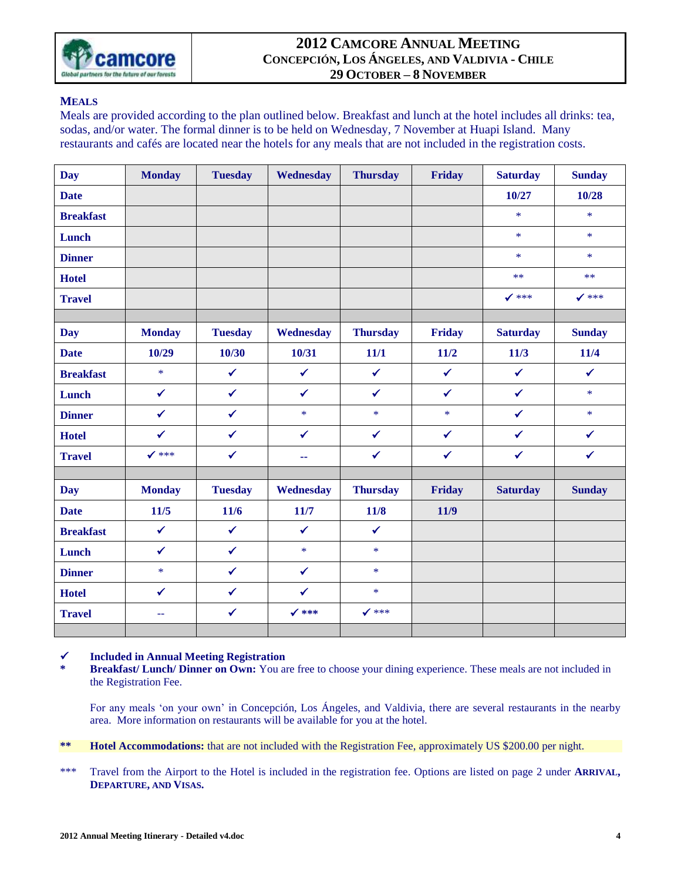## 2012 CAMCORE ANNUAL MEETING
### CONCEPCIÓN, LOS ÁNGELES, AND VALDIVIA - CHILE
### 29 OCTOBER – 8 NOVEMBER

### MEALS

Meals are provided according to the plan outlined below. Breakfast and lunch at the hotel includes all drinks: tea, sodas, and/or water. The formal dinner is to be held on Wednesday, 7 November at Huapi Island. Many restaurants and cafés are located near the hotels for any meals that are not included in the registration costs.

| Day | Monday | Tuesday | Wednesday | Thursday | Friday | Saturday | Sunday |
|---|---|---|---|---|---|---|---|
| Date | | | | | | 10/27 | 10/28 |
| Breakfast | | | | | | * | * |
| Lunch | | | | | | * | * |
| Dinner | | | | | | * | * |
| Hotel | | | | | | ** | ** |
| Travel | | | | | | ✓ *** | ✓ *** |
| | | | | | | | |
| Day | Monday | Tuesday | Wednesday | Thursday | Friday | Saturday | Sunday |
| Date | 10/29 | 10/30 | 10/31 | 11/1 | 11/2 | 11/3 | 11/4 |
| Breakfast | * | ✓ | ✓ | ✓ | ✓ | ✓ | ✓ |
| Lunch | ✓ | ✓ | ✓ | ✓ | ✓ | ✓ | * |
| Dinner | ✓ | ✓ | * | * | * | ✓ | * |
| Hotel | ✓ | ✓ | ✓ | ✓ | ✓ | ✓ | ✓ |
| Travel | ✓ *** | ✓ | -- | ✓ | ✓ | ✓ | ✓ |
| | | | | | | | |
| Day | Monday | Tuesday | Wednesday | Thursday | Friday | Saturday | Sunday |
| Date | 11/5 | 11/6 | 11/7 | 11/8 | 11/9 | | |
| Breakfast | ✓ | ✓ | ✓ | ✓ | | | |
| Lunch | ✓ | ✓ | * | * | | | |
| Dinner | * | ✓ | ✓ | * | | | |
| Hotel | ✓ | ✓ | ✓ | * | | | |
| Travel | -- | ✓ | ✓ *** | ✓ *** | | | |

✓ **Included in Annual Meeting Registration**

\* **Breakfast/ Lunch/ Dinner on Own:** You are free to choose your dining experience. These meals are not included in the Registration Fee.

For any meals 'on your own' in Concepción, Los Ángeles, and Valdivia, there are several restaurants in the nearby area. More information on restaurants will be available for you at the hotel.

** **Hotel Accommodations:** that are not included with the Registration Fee, approximately US $200.00 per night.

*** Travel from the Airport to the Hotel is included in the registration fee. Options are listed on page 2 under **ARRIVAL, DEPARTURE, AND VISAS.**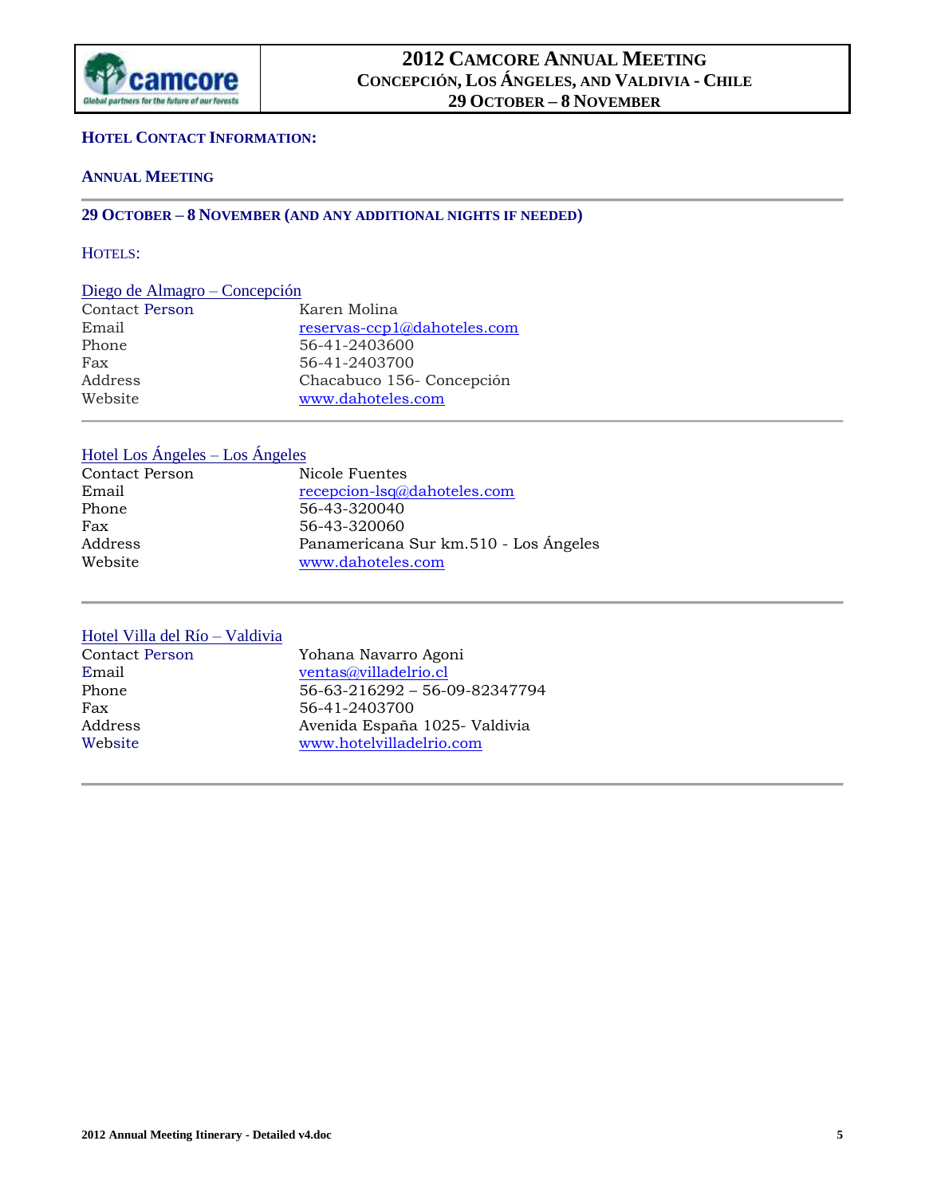## Hotel Contact Information:

### Annual Meeting

### 29 October – 8 November (and any additional nights if needed)

Hotels:

**Diego de Almagro – Concepción**

| | |
|---|---|
| Contact Person | Karen Molina |
| Email | reservas-ccp1@dahoteles.com |
| Phone | 56-41-2403600 |
| Fax | 56-41-2403700 |
| Address | Chacabuco 156- Concepción |
| Website | www.dahoteles.com |

**Hotel Los Ángeles – Los Ángeles**

| | |
|---|---|
| Contact Person | Nicole Fuentes |
| Email | recepcion-lsq@dahoteles.com |
| Phone | 56-43-320040 |
| Fax | 56-43-320060 |
| Address | Panamericana Sur km.510 - Los Ángeles |
| Website | www.dahoteles.com |

**Hotel Villa del Río – Valdivia**

| | |
|---|---|
| Contact Person | Yohana Navarro Agoni |
| Email | ventas@villadelrio.cl |
| Phone | 56-63-216292 – 56-09-82347794 |
| Fax | 56-41-2403700 |
| Address | Avenida España 1025- Valdivia |
| Website | www.hotelvilladelrio.com |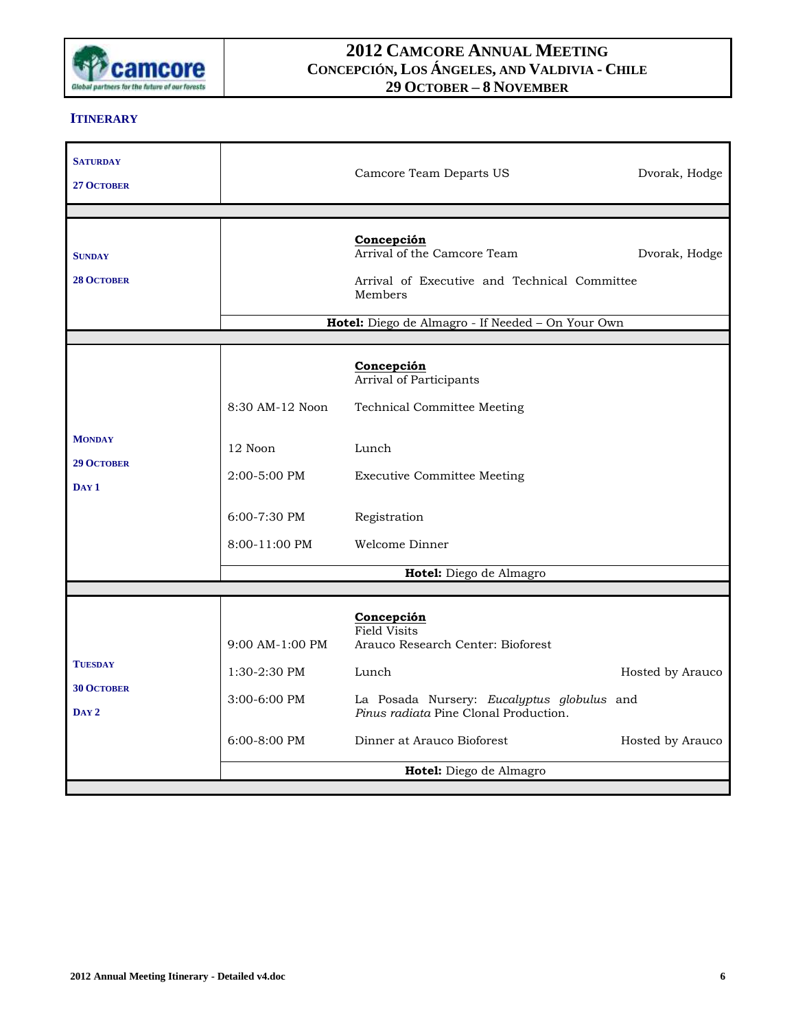## Itinerary

| Day | Time | Activity | Notes |
|---|---|---|---|
| **Saturday 27 October** | | Camcore Team Departs US | Dvorak, Hodge |
| **Sunday 28 October** | | **Concepción** | |
| | | Arrival of the Camcore Team | Dvorak, Hodge |
| | | Arrival of Executive and Technical Committee Members | |
| | | **Hotel:** Diego de Almagro - If Needed – On Your Own | |
| **Monday 29 October Day 1** | | **Concepción** | |
| | | Arrival of Participants | |
| | 8:30 AM-12 Noon | Technical Committee Meeting | |
| | 12 Noon | Lunch | |
| | 2:00-5:00 PM | Executive Committee Meeting | |
| | 6:00-7:30 PM | Registration | |
| | 8:00-11:00 PM | Welcome Dinner | |
| | | **Hotel:** Diego de Almagro | |
| **Tuesday 30 October Day 2** | | **Concepción** | |
| | | Field Visits | |
| | 9:00 AM-1:00 PM | Arauco Research Center: Bioforest | |
| | 1:30-2:30 PM | Lunch | Hosted by Arauco |
| | 3:00-6:00 PM | La Posada Nursery: *Eucalyptus globulus* and *Pinus radiata* Pine Clonal Production. | |
| | 6:00-8:00 PM | Dinner at Arauco Bioforest | Hosted by Arauco |
| | | **Hotel:** Diego de Almagro | |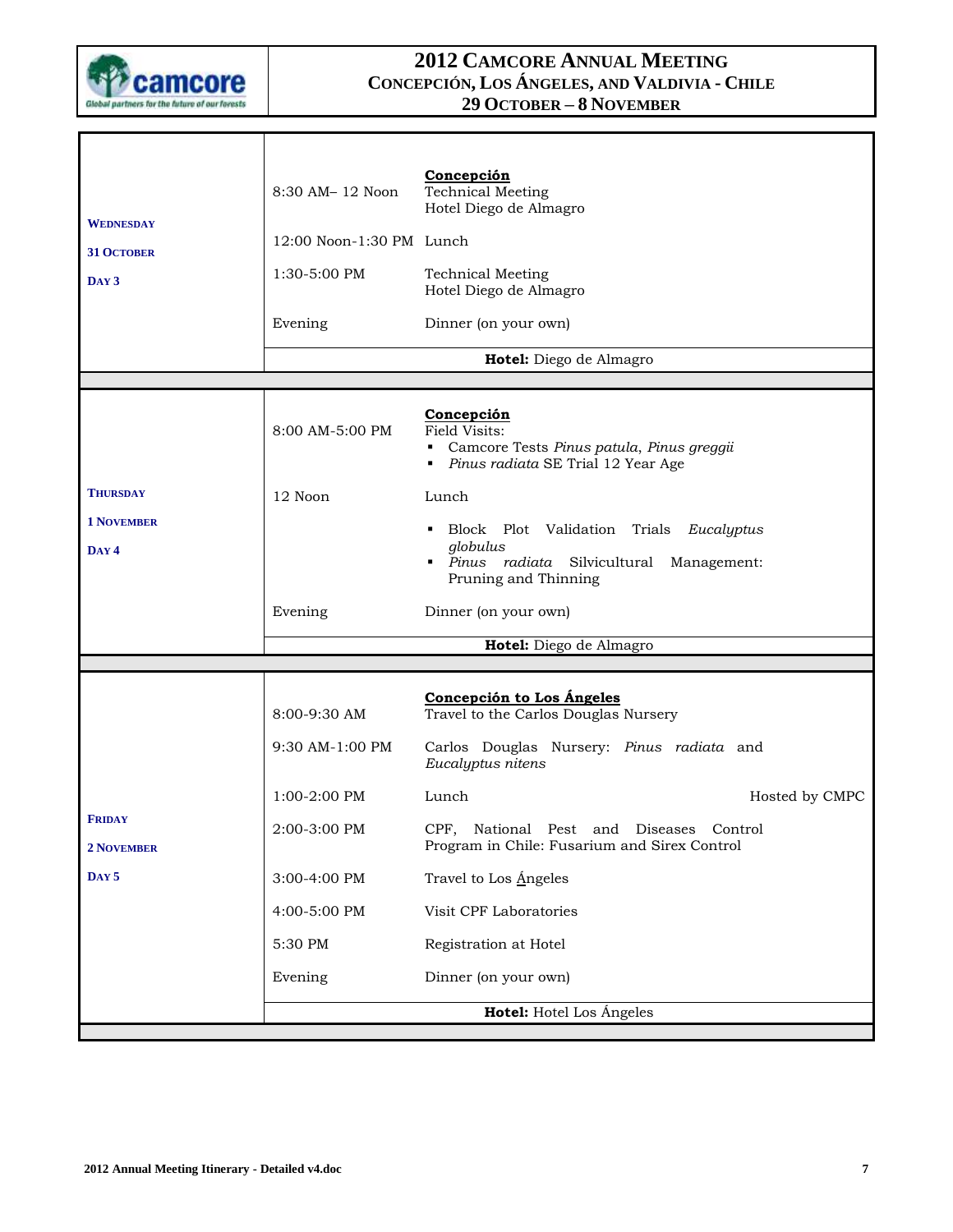# 2012 Camcore Annual Meeting

## Concepción, Los Ángeles, and Valdivia - Chile

### 29 October – 8 November

| Day | Time | Activity |
|---|---|---|
| **Wednesday 31 October Day 3** | | **Concepción** |
| | 8:30 AM– 12 Noon | Technical Meeting<br>Hotel Diego de Almagro |
| | 12:00 Noon-1:30 PM | Lunch |
| | 1:30-5:00 PM | Technical Meeting<br>Hotel Diego de Almagro |
| | Evening | Dinner (on your own) |
| | | **Hotel:** Diego de Almagro |
| **Thursday 1 November Day 4** | | **Concepción** |
| | 8:00 AM-5:00 PM | Field Visits:<br>▪ Camcore Tests *Pinus patula*, *Pinus greggii*<br>▪ *Pinus radiata* SE Trial 12 Year Age |
| | 12 Noon | Lunch |
| | | ▪ Block Plot Validation Trials *Eucalyptus globulus*<br>▪ *Pinus radiata* Silvicultural Management: Pruning and Thinning |
| | Evening | Dinner (on your own) |
| | | **Hotel:** Diego de Almagro |
| **Friday 2 November Day 5** | | **Concepción to Los Ángeles** |
| | 8:00-9:30 AM | Travel to the Carlos Douglas Nursery |
| | 9:30 AM-1:00 PM | Carlos Douglas Nursery: *Pinus radiata* and *Eucalyptus nitens* |
| | 1:00-2:00 PM | Lunch — Hosted by CMPC |
| | 2:00-3:00 PM | CPF, National Pest and Diseases Control Program in Chile: Fusarium and Sirex Control |
| | 3:00-4:00 PM | Travel to Los Ángeles |
| | 4:00-5:00 PM | Visit CPF Laboratories |
| | 5:30 PM | Registration at Hotel |
| | Evening | Dinner (on your own) |
| | | **Hotel:** Hotel Los Ángeles |

2012 Annual Meeting Itinerary - Detailed v4.doc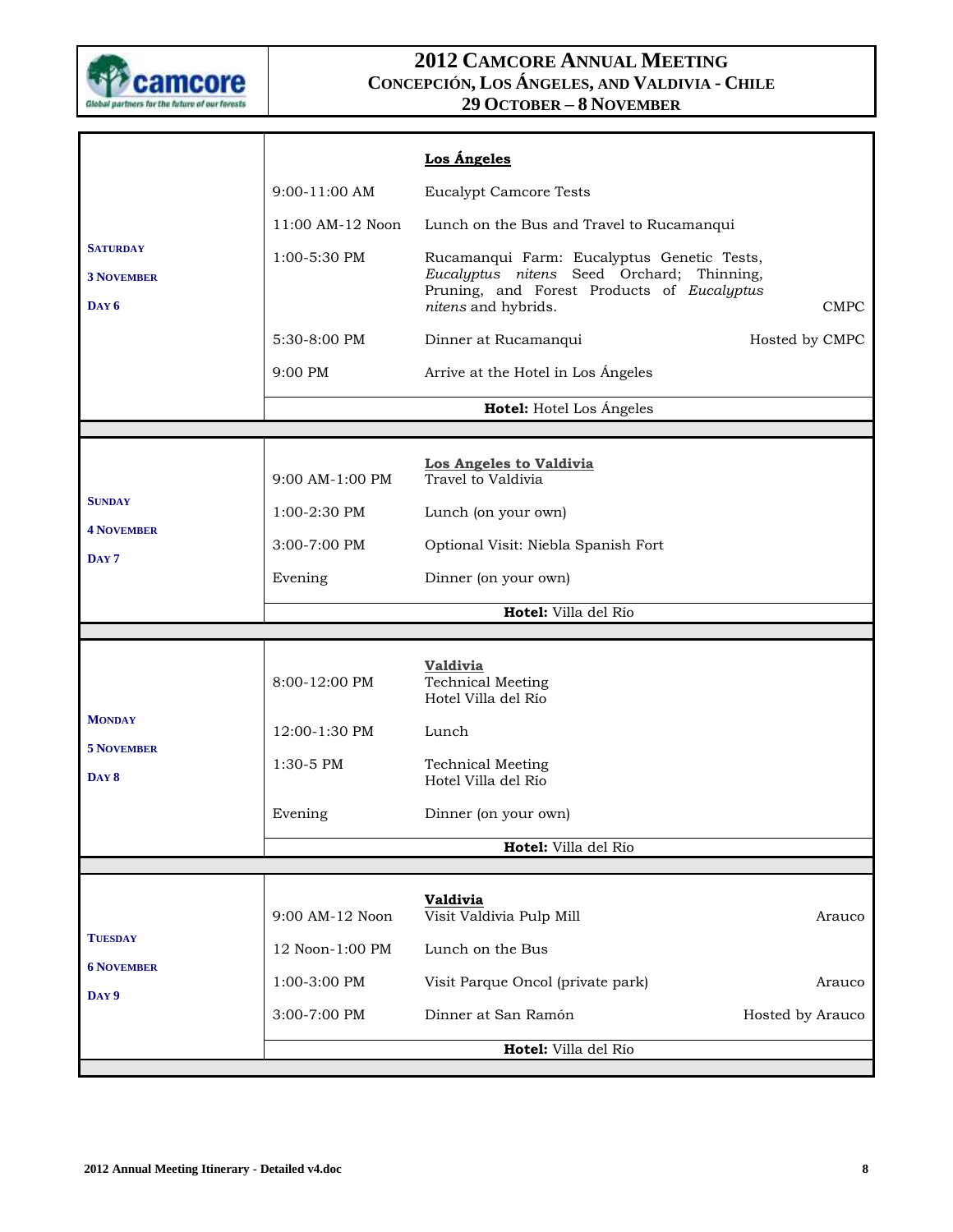# 2012 Camcore Annual Meeting
## Concepción, Los Ángeles, and Valdivia - Chile
### 29 October – 8 November

| Day | Time | Activity | Host |
|---|---|---|---|
| **Saturday 3 November Day 6** | | **Los Ángeles** | |
| | 9:00-11:00 AM | Eucalypt Camcore Tests | |
| | 11:00 AM-12 Noon | Lunch on the Bus and Travel to Rucamanqui | |
| | 1:00-5:30 PM | Rucamanqui Farm: Eucalyptus Genetic Tests, *Eucalyptus nitens* Seed Orchard; Thinning, Pruning, and Forest Products of *Eucalyptus nitens* and hybrids. | CMPC |
| | 5:30-8:00 PM | Dinner at Rucamanqui | Hosted by CMPC |
| | 9:00 PM | Arrive at the Hotel in Los Ángeles | |
| | | **Hotel:** Hotel Los Ángeles | |
| **Sunday 4 November Day 7** | | **Los Angeles to Valdivia** | |
| | 9:00 AM-1:00 PM | Travel to Valdivia | |
| | 1:00-2:30 PM | Lunch (on your own) | |
| | 3:00-7:00 PM | Optional Visit: Niebla Spanish Fort | |
| | Evening | Dinner (on your own) | |
| | | **Hotel:** Villa del Río | |
| **Monday 5 November Day 8** | | **Valdivia** | |
| | 8:00-12:00 PM | Technical Meeting Hotel Villa del Río | |
| | 12:00-1:30 PM | Lunch | |
| | 1:30-5 PM | Technical Meeting Hotel Villa del Río | |
| | Evening | Dinner (on your own) | |
| | | **Hotel:** Villa del Río | |
| **Tuesday 6 November Day 9** | | **Valdivia** | |
| | 9:00 AM-12 Noon | Visit Valdivia Pulp Mill | Arauco |
| | 12 Noon-1:00 PM | Lunch on the Bus | |
| | 1:00-3:00 PM | Visit Parque Oncol (private park) | Arauco |
| | 3:00-7:00 PM | Dinner at San Ramón | Hosted by Arauco |
| | | **Hotel:** Villa del Río | |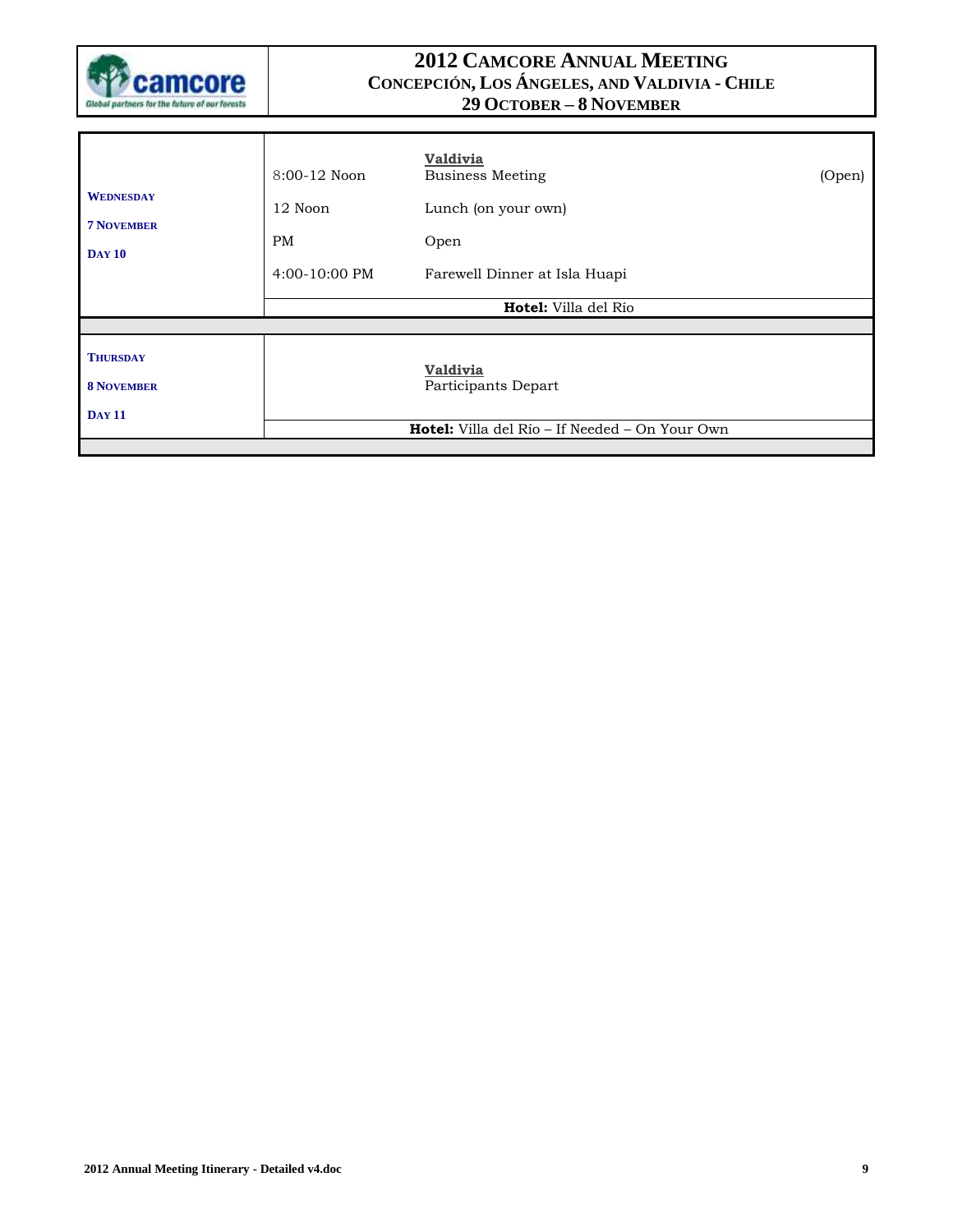# 2012 Camcore Annual Meeting
## Concepción, Los Ángeles, and Valdivia - Chile
## 29 October – 8 November

| | | | |
|---|---|---|---|
| **Wednesday** **7 November** **Day 10** | | **Valdivia** | |
| | 8:00-12 Noon | Business Meeting | (Open) |
| | 12 Noon | Lunch (on your own) | |
| | PM | Open | |
| | 4:00-10:00 PM | Farewell Dinner at Isla Huapi | |
| | | **Hotel:** Villa del Río | |
| **Thursday** **8 November** **Day 11** | | **Valdivia** | |
| | | Participants Depart | |
| | | **Hotel:** Villa del Río – If Needed – On Your Own | |